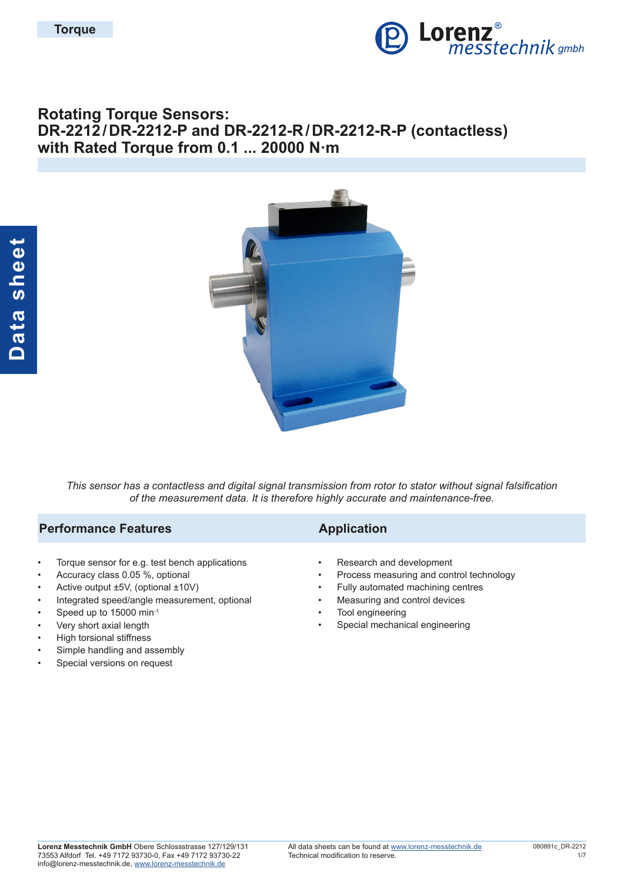Torque

# Rotating Torque Sensors: DR-2212/DR-2212-P and DR-2212-R/DR-2212-R-P (contactless) with Rated Torque from 0.1 ... 20000 N·m

*This sensor has a contactless and digital signal transmission from rotor to stator without signal falsification of the measurement data. It is therefore highly accurate and maintenance-free.*

## Performance Features

- Torque sensor for e.g. test bench applications
- Accuracy class 0.05 %, optional
- Active output ±5V, (optional ±10V)
- Integrated speed/angle measurement, optional
- Speed up to 15000 min$^{-1}$
- Very short axial length
- High torsional stiffness
- Simple handling and assembly
- Special versions on request

## Application

- Research and development
- Process measuring and control technology
- Fully automated machining centres
- Measuring and control devices
- Tool engineering
- Special mechanical engineering

**Lorenz Messtechnik GmbH** Obere Schlossstrasse 127/129/131
73553 Alfdorf Tel. +49 7172 93730-0, Fax +49 7172 93730-22
info@lorenz-messtechnik.de, www.lorenz-messtechnik.de

All data sheets can be found at www.lorenz-messtechnik.de
Technical modification to reserve.

080891c_DR-2212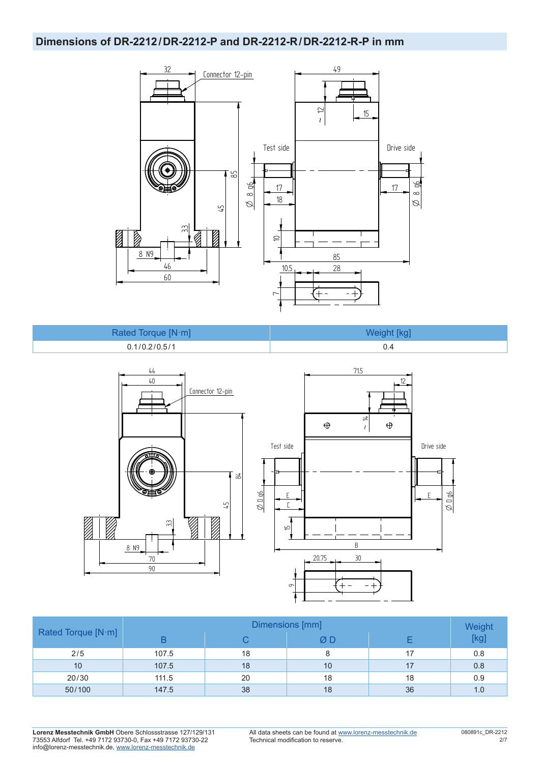## Dimensions of DR-2212 / DR-2212-P and DR-2212-R / DR-2212-R-P in mm

| Rated Torque [N·m] | Weight [kg] |
|---|---|
| 0.1 / 0.2 / 0.5 / 1 | 0.4 |

| Rated Torque [N·m] | Dimensions [mm] | | | | Weight [kg] |
|---|---|---|---|---|---|
| | B | C | Ø D | E | |
| 2 / 5 | 107.5 | 18 | 8 | 17 | 0.8 |
| 10 | 107.5 | 18 | 10 | 17 | 0.8 |
| 20 / 30 | 111.5 | 20 | 18 | 18 | 0.9 |
| 50 / 100 | 147.5 | 38 | 18 | 36 | 1.0 |

**Lorenz Messtechnik GmbH** Obere Schlossstrasse 127/129/131
73553 Alfdorf Tel. +49 7172 93730-0, Fax +49 7172 93730-22
info@lorenz-messtechnik.de, www.lorenz-messtechnik.de

All data sheets can be found at www.lorenz-messtechnik.de
Technical modification to reserve.

080891c_DR-2212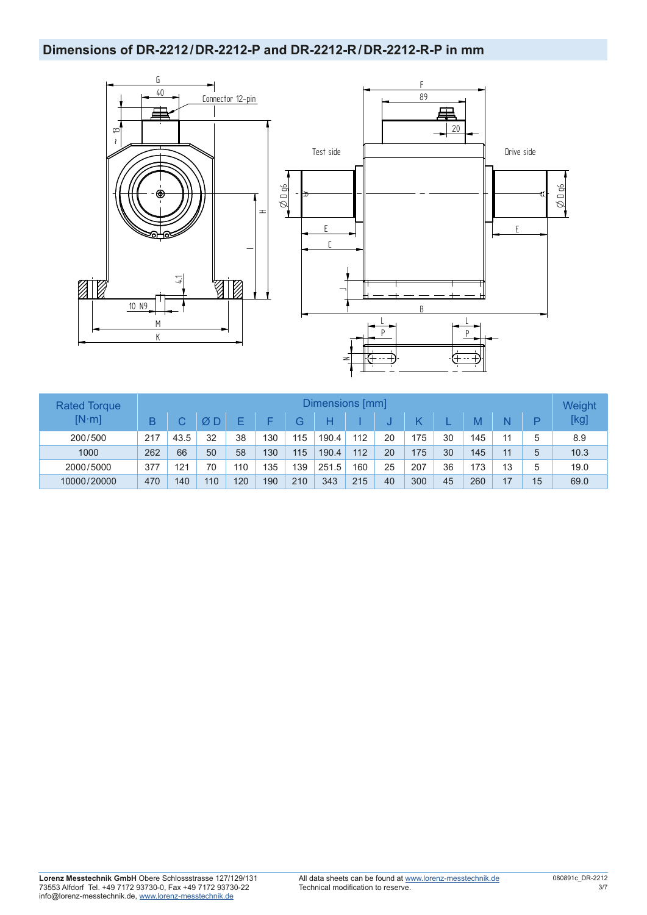## Dimensions of DR-2212 / DR-2212-P and DR-2212-R / DR-2212-R-P in mm

| Rated Torque [N·m] | Dimensions [mm] | | | | | | | | | | | | | | Weight [kg] |
|---|---|---|---|---|---|---|---|---|---|---|---|---|---|---|---|
| | B | C | Ø D | E | F | G | H | I | J | K | L | M | N | P | |
| 200 / 500 | 217 | 43.5 | 32 | 38 | 130 | 115 | 190.4 | 112 | 20 | 175 | 30 | 145 | 11 | 5 | 8.9 |
| 1000 | 262 | 66 | 50 | 58 | 130 | 115 | 190.4 | 112 | 20 | 175 | 30 | 145 | 11 | 5 | 10.3 |
| 2000 / 5000 | 377 | 121 | 70 | 110 | 135 | 139 | 251.5 | 160 | 25 | 207 | 36 | 173 | 13 | 5 | 19.0 |
| 10000 / 20000 | 470 | 140 | 110 | 120 | 190 | 210 | 343 | 215 | 40 | 300 | 45 | 260 | 17 | 15 | 69.0 |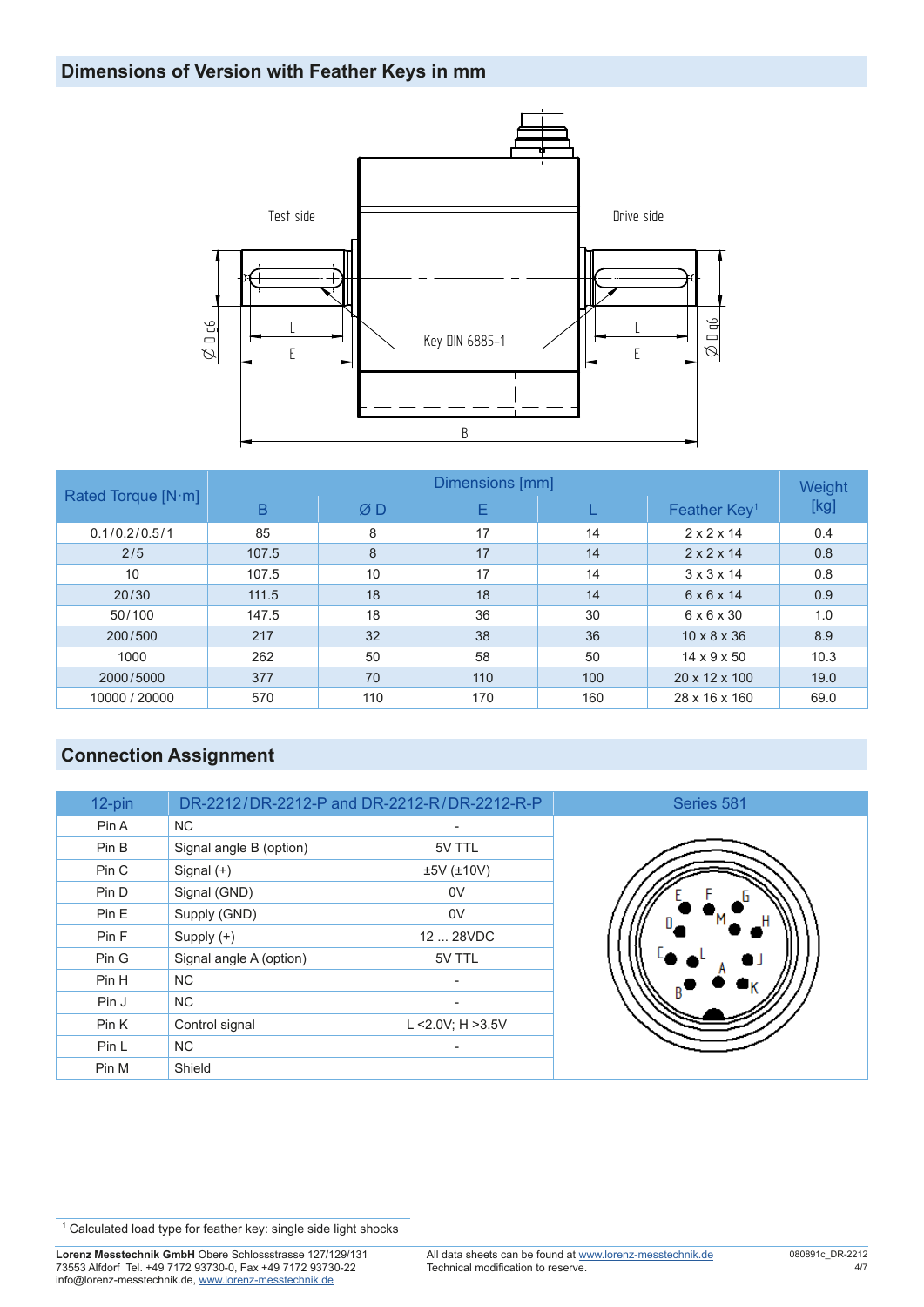## Dimensions of Version with Feather Keys in mm

| Rated Torque [N·m] | Dimensions [mm] | | | | | Weight [kg] |
|---|---|---|---|---|---|---|
| | B | Ø D | E | L | Feather Key[1] | |
| 0.1/0.2/0.5/1 | 85 | 8 | 17 | 14 | 2 x 2 x 14 | 0.4 |
| 2/5 | 107.5 | 8 | 17 | 14 | 2 x 2 x 14 | 0.8 |
| 10 | 107.5 | 10 | 17 | 14 | 3 x 3 x 14 | 0.8 |
| 20/30 | 111.5 | 18 | 18 | 14 | 6 x 6 x 14 | 0.9 |
| 50/100 | 147.5 | 18 | 36 | 30 | 6 x 6 x 30 | 1.0 |
| 200/500 | 217 | 32 | 38 | 36 | 10 x 8 x 36 | 8.9 |
| 1000 | 262 | 50 | 58 | 50 | 14 x 9 x 50 | 10.3 |
| 2000/5000 | 377 | 70 | 110 | 100 | 20 x 12 x 100 | 19.0 |
| 10000 / 20000 | 570 | 110 | 170 | 160 | 28 x 16 x 160 | 69.0 |

## Connection Assignment

| 12-pin | DR-2212/DR-2212-P and DR-2212-R/DR-2212-R-P | |
|---|---|---|
| Pin A | NC | - |
| Pin B | Signal angle B (option) | 5V TTL |
| Pin C | Signal (+) | ±5V (±10V) |
| Pin D | Signal (GND) | 0V |
| Pin E | Supply (GND) | 0V |
| Pin F | Supply (+) | 12 ... 28VDC |
| Pin G | Signal angle A (option) | 5V TTL |
| Pin H | NC | - |
| Pin J | NC | - |
| Pin K | Control signal | L <2.0V; H >3.5V |
| Pin L | NC | - |
| Pin M | Shield | |

Series 581

[1] Calculated load type for feather key: single side light shocks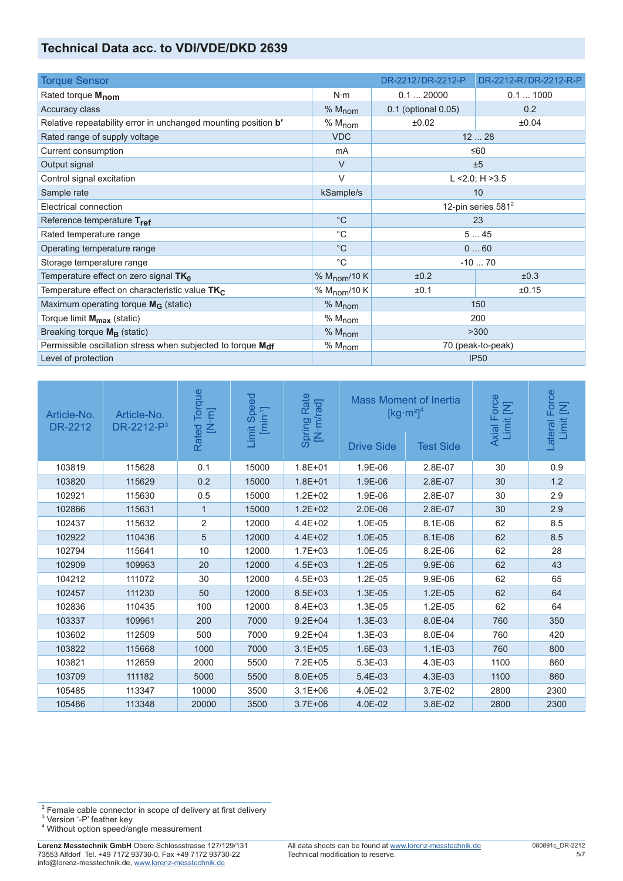## Technical Data acc. to VDI/VDE/DKD 2639

| Torque Sensor | | DR-2212/DR-2212-P | DR-2212-R/DR-2212-R-P |
|---|---|---|---|
| Rated torque $M_{nom}$ | N·m | 0.1 ... 20000 | 0.1 ... 1000 |
| Accuracy class | % $M_{nom}$ | 0.1 (optional 0.05) | 0.2 |
| Relative repeatability error in unchanged mounting position **b'** | % $M_{nom}$ | ±0.02 | ±0.04 |
| Rated range of supply voltage | VDC | 12 ... 28 | |
| Current consumption | mA | ≤60 | |
| Output signal | V | ±5 | |
| Control signal excitation | V | L <2.0; H >3.5 | |
| Sample rate | kSample/s | 10 | |
| Electrical connection | | 12-pin series 581[2] | |
| Reference temperature $T_{ref}$ | °C | 23 | |
| Rated temperature range | °C | 5 ... 45 | |
| Operating temperature range | °C | 0 ... 60 | |
| Storage temperature range | °C | -10 ... 70 | |
| Temperature effect on zero signal $TK_0$ | % $M_{nom}$/10 K | ±0.2 | ±0.3 |
| Temperature effect on characteristic value $TK_C$ | % $M_{nom}$/10 K | ±0.1 | ±0.15 |
| Maximum operating torque $M_G$ (static) | % $M_{nom}$ | 150 | |
| Torque limit $M_{max}$ (static) | % $M_{nom}$ | 200 | |
| Breaking torque $M_B$ (static) | % $M_{nom}$ | >300 | |
| Permissible oscillation stress when subjected to torque $M_{df}$ | % $M_{nom}$ | 70 (peak-to-peak) | |
| Level of protection | | IP50 | |

| Article-No. DR-2212 | Article-No. DR-2212-P[3] | Rated Torque [N·m] | Limit Speed [min⁻¹] | Spring Rate [N·m/rad] | Mass Moment of Inertia [kg·m²][4] | | Axial Force Limit [N] | Lateral Force Limit [N] |
|---|---|---|---|---|---|---|---|---|
| | | | | | Drive Side | Test Side | | |
| 103819 | 115628 | 0.1 | 15000 | 1.8E+01 | 1.9E-06 | 2.8E-07 | 30 | 0.9 |
| 103820 | 115629 | 0.2 | 15000 | 1.8E+01 | 1.9E-06 | 2.8E-07 | 30 | 1.2 |
| 102921 | 115630 | 0.5 | 15000 | 1.2E+02 | 1.9E-06 | 2.8E-07 | 30 | 2.9 |
| 102866 | 115631 | 1 | 15000 | 1.2E+02 | 2.0E-06 | 2.8E-07 | 30 | 2.9 |
| 102437 | 115632 | 2 | 12000 | 4.4E+02 | 1.0E-05 | 8.1E-06 | 62 | 8.5 |
| 102922 | 110436 | 5 | 12000 | 4.4E+02 | 1.0E-05 | 8.1E-06 | 62 | 8.5 |
| 102794 | 115641 | 10 | 12000 | 1.7E+03 | 1.0E-05 | 8.2E-06 | 62 | 28 |
| 102909 | 109963 | 20 | 12000 | 4.5E+03 | 1.2E-05 | 9.9E-06 | 62 | 43 |
| 104212 | 111072 | 30 | 12000 | 4.5E+03 | 1.2E-05 | 9.9E-06 | 62 | 65 |
| 102457 | 111230 | 50 | 12000 | 8.5E+03 | 1.3E-05 | 1.2E-05 | 62 | 64 |
| 102836 | 110435 | 100 | 12000 | 8.4E+03 | 1.3E-05 | 1.2E-05 | 62 | 64 |
| 103337 | 109961 | 200 | 7000 | 9.2E+04 | 1.3E-03 | 8.0E-04 | 760 | 350 |
| 103602 | 112509 | 500 | 7000 | 9.2E+04 | 1.3E-03 | 8.0E-04 | 760 | 420 |
| 103822 | 115668 | 1000 | 7000 | 3.1E+05 | 1.6E-03 | 1.1E-03 | 760 | 800 |
| 103821 | 112659 | 2000 | 5500 | 7.2E+05 | 5.3E-03 | 4.3E-03 | 1100 | 860 |
| 103709 | 111182 | 5000 | 5500 | 8.0E+05 | 5.4E-03 | 4.3E-03 | 1100 | 860 |
| 105485 | 113347 | 10000 | 3500 | 3.1E+06 | 4.0E-02 | 3.7E-02 | 2800 | 2300 |
| 105486 | 113348 | 20000 | 3500 | 3.7E+06 | 4.0E-02 | 3.8E-02 | 2800 | 2300 |

[2] Female cable connector in scope of delivery at first delivery
[3] Version '-P' feather key
[4] Without option speed/angle measurement

**Lorenz Messtechnik GmbH** Obere Schlossstrasse 127/129/131
73553 Alfdorf Tel. +49 7172 93730-0, Fax +49 7172 93730-22
info@lorenz-messtechnik.de, www.lorenz-messtechnik.de

All data sheets can be found at www.lorenz-messtechnik.de
Technical modification to reserve.

080891c_DR-2212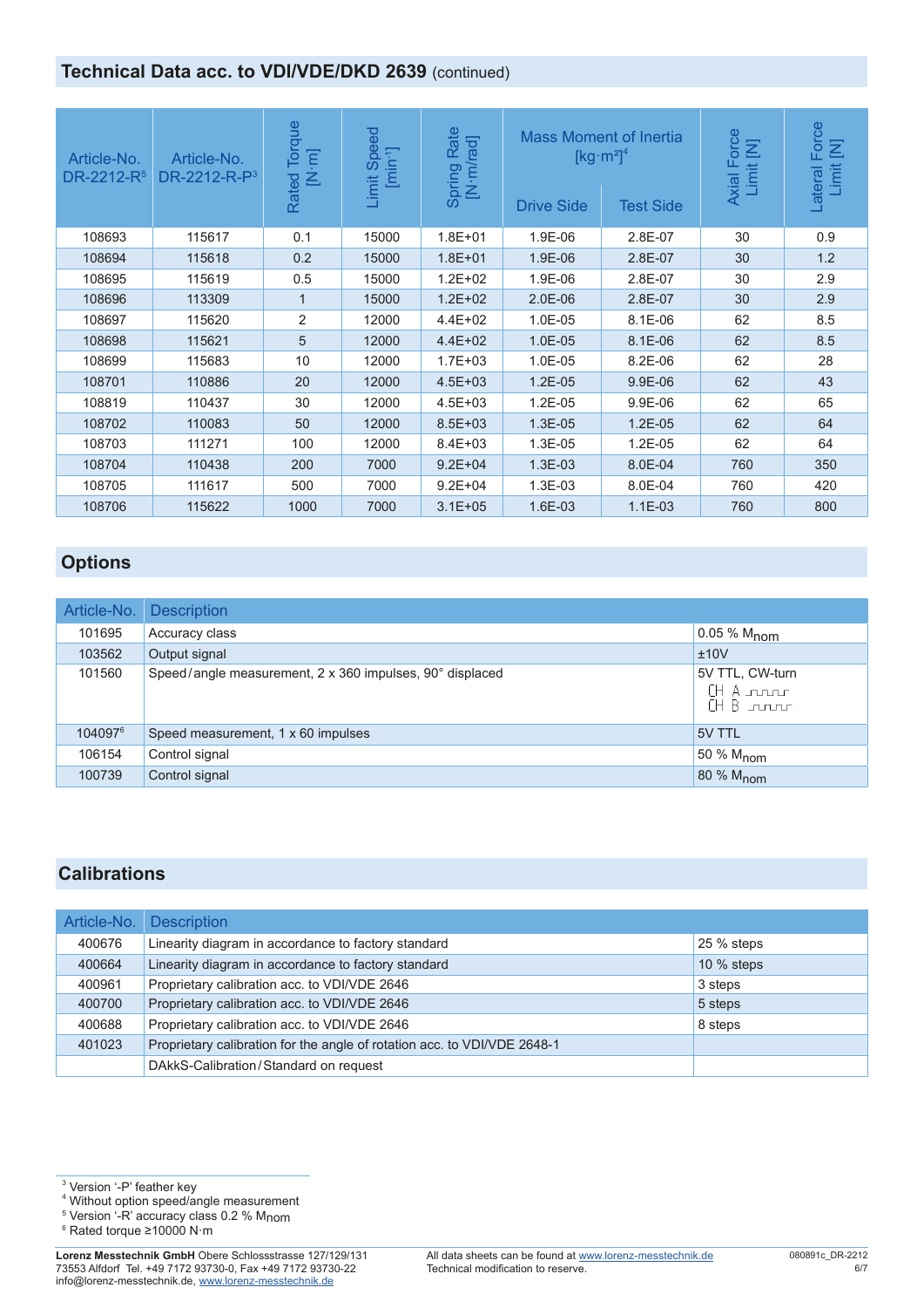## Technical Data acc. to VDI/VDE/DKD 2639 (continued)

| Article-No. DR-2212-R[5] | Article-No. DR-2212-R-P[3] | Rated Torque [N·m] | Limit Speed [min⁻¹] | Spring Rate [N·m/rad] | Mass Moment of Inertia [kg·m²][4] | | Axial Force Limit [N] | Lateral Force Limit [N] |
|---|---|---|---|---|---|---|---|---|
| | | | | | Drive Side | Test Side | | |
| 108693 | 115617 | 0.1 | 15000 | 1.8E+01 | 1.9E-06 | 2.8E-07 | 30 | 0.9 |
| 108694 | 115618 | 0.2 | 15000 | 1.8E+01 | 1.9E-06 | 2.8E-07 | 30 | 1.2 |
| 108695 | 115619 | 0.5 | 15000 | 1.2E+02 | 1.9E-06 | 2.8E-07 | 30 | 2.9 |
| 108696 | 113309 | 1 | 15000 | 1.2E+02 | 2.0E-06 | 2.8E-07 | 30 | 2.9 |
| 108697 | 115620 | 2 | 12000 | 4.4E+02 | 1.0E-05 | 8.1E-06 | 62 | 8.5 |
| 108698 | 115621 | 5 | 12000 | 4.4E+02 | 1.0E-05 | 8.1E-06 | 62 | 8.5 |
| 108699 | 115683 | 10 | 12000 | 1.7E+03 | 1.0E-05 | 8.2E-06 | 62 | 28 |
| 108701 | 110886 | 20 | 12000 | 4.5E+03 | 1.2E-05 | 9.9E-06 | 62 | 43 |
| 108819 | 110437 | 30 | 12000 | 4.5E+03 | 1.2E-05 | 9.9E-06 | 62 | 65 |
| 108702 | 110083 | 50 | 12000 | 8.5E+03 | 1.3E-05 | 1.2E-05 | 62 | 64 |
| 108703 | 111271 | 100 | 12000 | 8.4E+03 | 1.3E-05 | 1.2E-05 | 62 | 64 |
| 108704 | 110438 | 200 | 7000 | 9.2E+04 | 1.3E-03 | 8.0E-04 | 760 | 350 |
| 108705 | 111617 | 500 | 7000 | 9.2E+04 | 1.3E-03 | 8.0E-04 | 760 | 420 |
| 108706 | 115622 | 1000 | 7000 | 3.1E+05 | 1.6E-03 | 1.1E-03 | 760 | 800 |

## Options

| Article-No. | Description | |
|---|---|---|
| 101695 | Accuracy class | 0.05 % $M_{nom}$ |
| 103562 | Output signal | ±10V |
| 101560 | Speed / angle measurement, 2 x 360 impulses, 90° displaced | 5V TTL, CW-turn CH A CH B |
| 104097[6] | Speed measurement, 1 x 60 impulses | 5V TTL |
| 106154 | Control signal | 50 % $M_{nom}$ |
| 100739 | Control signal | 80 % $M_{nom}$ |

## Calibrations

| Article-No. | Description | |
|---|---|---|
| 400676 | Linearity diagram in accordance to factory standard | 25 % steps |
| 400664 | Linearity diagram in accordance to factory standard | 10 % steps |
| 400961 | Proprietary calibration acc. to VDI/VDE 2646 | 3 steps |
| 400700 | Proprietary calibration acc. to VDI/VDE 2646 | 5 steps |
| 400688 | Proprietary calibration acc. to VDI/VDE 2646 | 8 steps |
| 401023 | Proprietary calibration for the angle of rotation acc. to VDI/VDE 2648-1 | |
| | DAkkS-Calibration / Standard on request | |

[3] Version '-P' feather key
[4] Without option speed/angle measurement
[5] Version '-R' accuracy class 0.2 % $M_{nom}$
[6] Rated torque ≥10000 N·m

**Lorenz Messtechnik GmbH** Obere Schlossstrasse 127/129/131
73553 Alfdorf Tel. +49 7172 93730-0, Fax +49 7172 93730-22
info@lorenz-messtechnik.de, www.lorenz-messtechnik.de

All data sheets can be found at www.lorenz-messtechnik.de
Technical modification to reserve.

080891c_DR-2212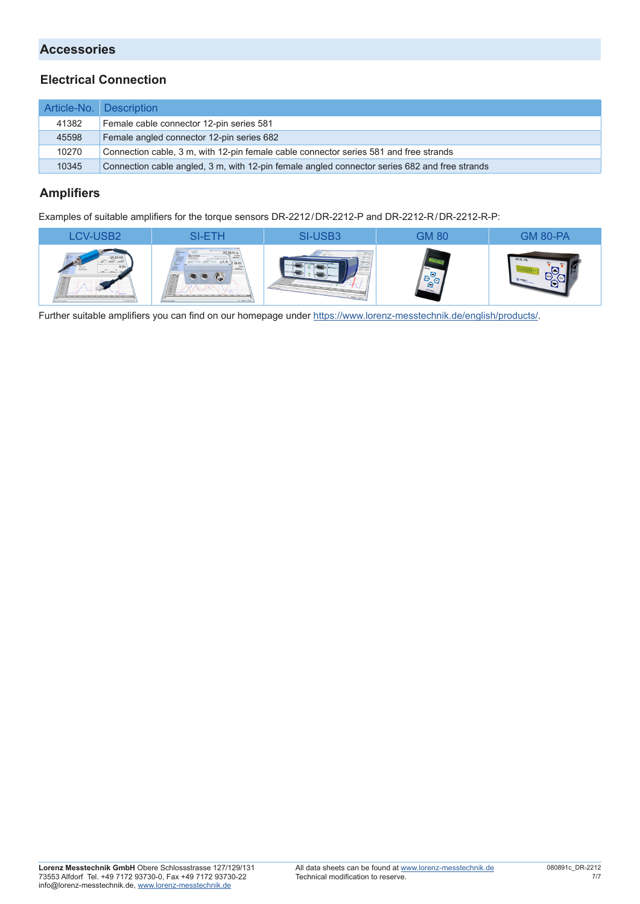## Accessories

### Electrical Connection

| Article-No. | Description |
|---|---|
| 41382 | Female cable connector 12-pin series 581 |
| 45598 | Female angled connector 12-pin series 682 |
| 10270 | Connection cable, 3 m, with 12-pin female cable connector series 581 and free strands |
| 10345 | Connection cable angled, 3 m, with 12-pin female angled connector series 682 and free strands |

### Amplifiers

Examples of suitable amplifiers for the torque sensors DR-2212/DR-2212-P and DR-2212-R/DR-2212-R-P:

| LCV-USB2 | SI-ETH | SI-USB3 | GM 80 | GM 80-PA |
|---|---|---|---|---|

Further suitable amplifiers you can find on our homepage under https://www.lorenz-messtechnik.de/english/products/.

**Lorenz Messtechnik GmbH** Obere Schlossstrasse 127/129/131
73553 Alfdorf Tel. +49 7172 93730-0, Fax +49 7172 93730-22
info@lorenz-messtechnik.de, www.lorenz-messtechnik.de

All data sheets can be found at www.lorenz-messtechnik.de
Technical modification to reserve.

080891c_DR-2212